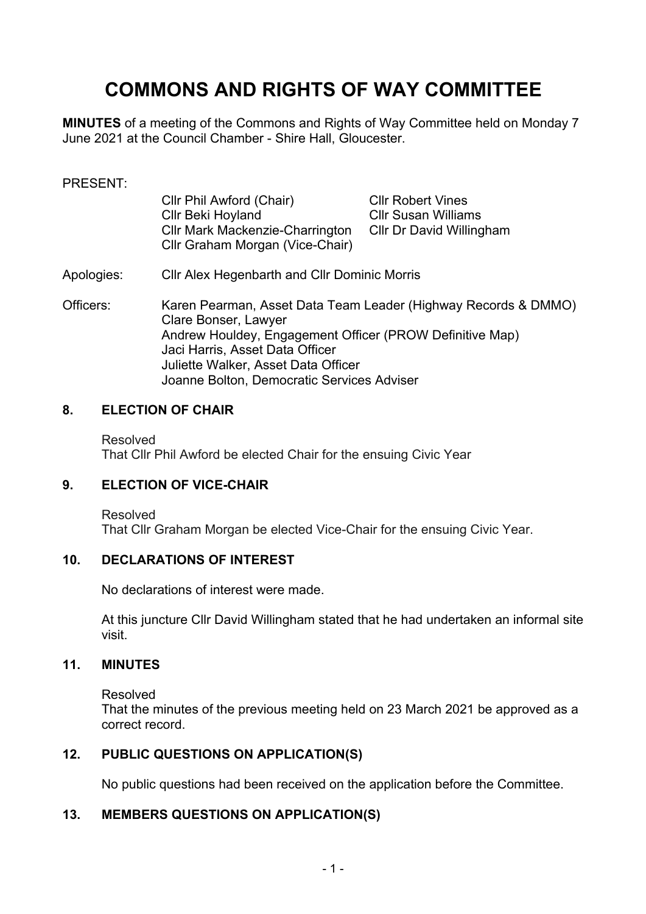# COMMONS AND RIGHTS OF WAY COMMITTEE

**MINUTES** of a meeting of the Commons and Rights of Way Committee held on Monday 7 June 2021 at the Council Chamber - Shire Hall, Gloucester.

PRESENT:

Cllr Phil Awford (Chair)
Cllr Beki Hoyland
Cllr Mark Mackenzie-Charrington
Cllr Graham Morgan (Vice-Chair)
Cllr Robert Vines
Cllr Susan Williams
Cllr Dr David Willingham

Apologies: Cllr Alex Hegenbarth and Cllr Dominic Morris

Officers:
Karen Pearman, Asset Data Team Leader (Highway Records & DMMO)
Clare Bonser, Lawyer
Andrew Houldey, Engagement Officer (PROW Definitive Map)
Jaci Harris, Asset Data Officer
Juliette Walker, Asset Data Officer
Joanne Bolton, Democratic Services Adviser

## 8. ELECTION OF CHAIR

Resolved
That Cllr Phil Awford be elected Chair for the ensuing Civic Year

## 9. ELECTION OF VICE-CHAIR

Resolved
That Cllr Graham Morgan be elected Vice-Chair for the ensuing Civic Year.

## 10. DECLARATIONS OF INTEREST

No declarations of interest were made.

At this juncture Cllr David Willingham stated that he had undertaken an informal site visit.

## 11. MINUTES

Resolved
That the minutes of the previous meeting held on 23 March 2021 be approved as a correct record.

## 12. PUBLIC QUESTIONS ON APPLICATION(S)

No public questions had been received on the application before the Committee.

## 13. MEMBERS QUESTIONS ON APPLICATION(S)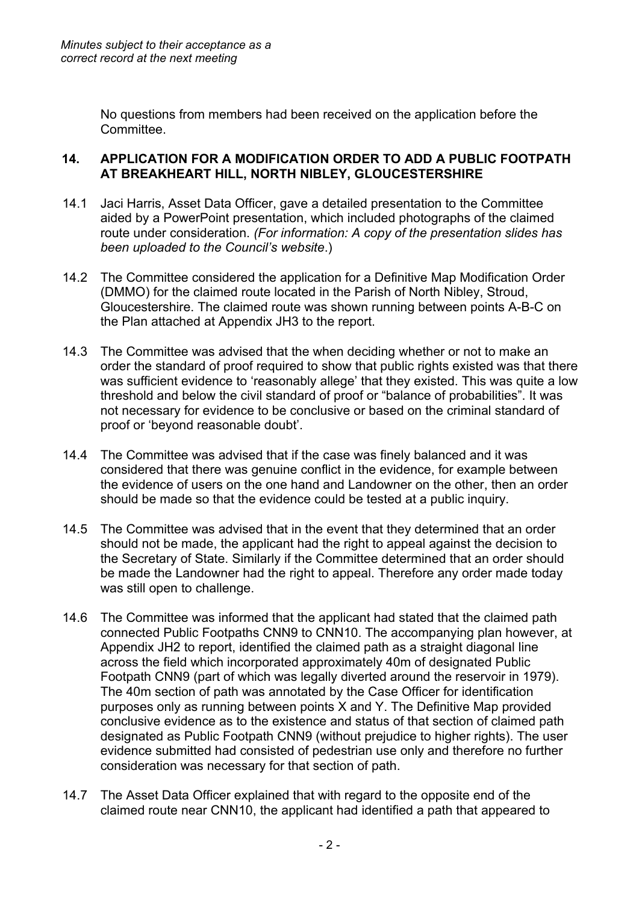*Minutes subject to their acceptance as a correct record at the next meeting*

No questions from members had been received on the application before the Committee.

## 14. APPLICATION FOR A MODIFICATION ORDER TO ADD A PUBLIC FOOTPATH AT BREAKHEART HILL, NORTH NIBLEY, GLOUCESTERSHIRE

14.1 Jaci Harris, Asset Data Officer, gave a detailed presentation to the Committee aided by a PowerPoint presentation, which included photographs of the claimed route under consideration. *(For information: A copy of the presentation slides has been uploaded to the Council's website*.)

14.2 The Committee considered the application for a Definitive Map Modification Order (DMMO) for the claimed route located in the Parish of North Nibley, Stroud, Gloucestershire. The claimed route was shown running between points A-B-C on the Plan attached at Appendix JH3 to the report.

14.3 The Committee was advised that the when deciding whether or not to make an order the standard of proof required to show that public rights existed was that there was sufficient evidence to 'reasonably allege' that they existed. This was quite a low threshold and below the civil standard of proof or "balance of probabilities". It was not necessary for evidence to be conclusive or based on the criminal standard of proof or 'beyond reasonable doubt'.

14.4 The Committee was advised that if the case was finely balanced and it was considered that there was genuine conflict in the evidence, for example between the evidence of users on the one hand and Landowner on the other, then an order should be made so that the evidence could be tested at a public inquiry.

14.5 The Committee was advised that in the event that they determined that an order should not be made, the applicant had the right to appeal against the decision to the Secretary of State. Similarly if the Committee determined that an order should be made the Landowner had the right to appeal. Therefore any order made today was still open to challenge.

14.6 The Committee was informed that the applicant had stated that the claimed path connected Public Footpaths CNN9 to CNN10. The accompanying plan however, at Appendix JH2 to report, identified the claimed path as a straight diagonal line across the field which incorporated approximately 40m of designated Public Footpath CNN9 (part of which was legally diverted around the reservoir in 1979). The 40m section of path was annotated by the Case Officer for identification purposes only as running between points X and Y. The Definitive Map provided conclusive evidence as to the existence and status of that section of claimed path designated as Public Footpath CNN9 (without prejudice to higher rights). The user evidence submitted had consisted of pedestrian use only and therefore no further consideration was necessary for that section of path.

14.7 The Asset Data Officer explained that with regard to the opposite end of the claimed route near CNN10, the applicant had identified a path that appeared to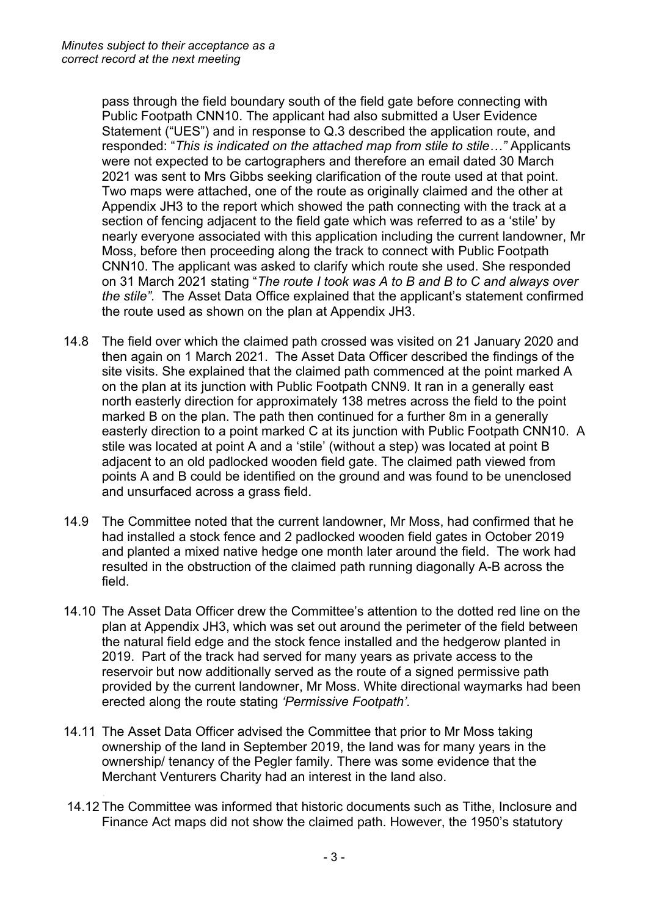*Minutes subject to their acceptance as a correct record at the next meeting*

pass through the field boundary south of the field gate before connecting with Public Footpath CNN10. The applicant had also submitted a User Evidence Statement ("UES") and in response to Q.3 described the application route, and responded: "*This is indicated on the attached map from stile to stile…*" Applicants were not expected to be cartographers and therefore an email dated 30 March 2021 was sent to Mrs Gibbs seeking clarification of the route used at that point. Two maps were attached, one of the route as originally claimed and the other at Appendix JH3 to the report which showed the path connecting with the track at a section of fencing adjacent to the field gate which was referred to as a 'stile' by nearly everyone associated with this application including the current landowner, Mr Moss, before then proceeding along the track to connect with Public Footpath CNN10. The applicant was asked to clarify which route she used. She responded on 31 March 2021 stating "*The route I took was A to B and B to C and always over the stile".* The Asset Data Office explained that the applicant's statement confirmed the route used as shown on the plan at Appendix JH3.

14.8 The field over which the claimed path crossed was visited on 21 January 2020 and then again on 1 March 2021. The Asset Data Officer described the findings of the site visits. She explained that the claimed path commenced at the point marked A on the plan at its junction with Public Footpath CNN9. It ran in a generally east north easterly direction for approximately 138 metres across the field to the point marked B on the plan. The path then continued for a further 8m in a generally easterly direction to a point marked C at its junction with Public Footpath CNN10. A stile was located at point A and a 'stile' (without a step) was located at point B adjacent to an old padlocked wooden field gate. The claimed path viewed from points A and B could be identified on the ground and was found to be unenclosed and unsurfaced across a grass field.

14.9 The Committee noted that the current landowner, Mr Moss, had confirmed that he had installed a stock fence and 2 padlocked wooden field gates in October 2019 and planted a mixed native hedge one month later around the field. The work had resulted in the obstruction of the claimed path running diagonally A-B across the field.

14.10 The Asset Data Officer drew the Committee's attention to the dotted red line on the plan at Appendix JH3, which was set out around the perimeter of the field between the natural field edge and the stock fence installed and the hedgerow planted in 2019. Part of the track had served for many years as private access to the reservoir but now additionally served as the route of a signed permissive path provided by the current landowner, Mr Moss. White directional waymarks had been erected along the route stating *'Permissive Footpath'.*

14.11 The Asset Data Officer advised the Committee that prior to Mr Moss taking ownership of the land in September 2019, the land was for many years in the ownership/ tenancy of the Pegler family. There was some evidence that the Merchant Venturers Charity had an interest in the land also.

14.12 The Committee was informed that historic documents such as Tithe, Inclosure and Finance Act maps did not show the claimed path. However, the 1950's statutory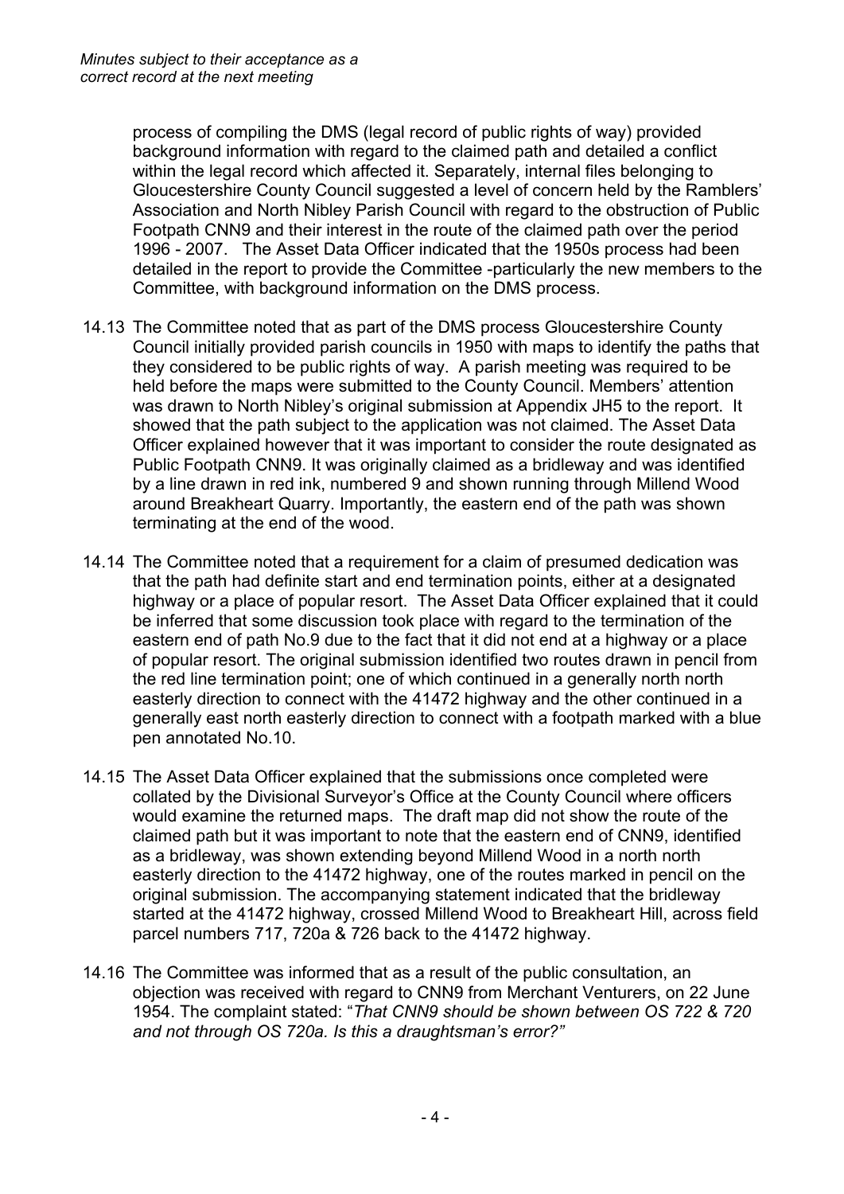process of compiling the DMS (legal record of public rights of way) provided background information with regard to the claimed path and detailed a conflict within the legal record which affected it. Separately, internal files belonging to Gloucestershire County Council suggested a level of concern held by the Ramblers' Association and North Nibley Parish Council with regard to the obstruction of Public Footpath CNN9 and their interest in the route of the claimed path over the period 1996 - 2007. The Asset Data Officer indicated that the 1950s process had been detailed in the report to provide the Committee -particularly the new members to the Committee, with background information on the DMS process.

14.13 The Committee noted that as part of the DMS process Gloucestershire County Council initially provided parish councils in 1950 with maps to identify the paths that they considered to be public rights of way. A parish meeting was required to be held before the maps were submitted to the County Council. Members' attention was drawn to North Nibley's original submission at Appendix JH5 to the report. It showed that the path subject to the application was not claimed. The Asset Data Officer explained however that it was important to consider the route designated as Public Footpath CNN9. It was originally claimed as a bridleway and was identified by a line drawn in red ink, numbered 9 and shown running through Millend Wood around Breakheart Quarry. Importantly, the eastern end of the path was shown terminating at the end of the wood.

14.14 The Committee noted that a requirement for a claim of presumed dedication was that the path had definite start and end termination points, either at a designated highway or a place of popular resort. The Asset Data Officer explained that it could be inferred that some discussion took place with regard to the termination of the eastern end of path No.9 due to the fact that it did not end at a highway or a place of popular resort. The original submission identified two routes drawn in pencil from the red line termination point; one of which continued in a generally north north easterly direction to connect with the 41472 highway and the other continued in a generally east north easterly direction to connect with a footpath marked with a blue pen annotated No.10.

14.15 The Asset Data Officer explained that the submissions once completed were collated by the Divisional Surveyor's Office at the County Council where officers would examine the returned maps. The draft map did not show the route of the claimed path but it was important to note that the eastern end of CNN9, identified as a bridleway, was shown extending beyond Millend Wood in a north north easterly direction to the 41472 highway, one of the routes marked in pencil on the original submission. The accompanying statement indicated that the bridleway started at the 41472 highway, crossed Millend Wood to Breakheart Hill, across field parcel numbers 717, 720a & 726 back to the 41472 highway.

14.16 The Committee was informed that as a result of the public consultation, an objection was received with regard to CNN9 from Merchant Venturers, on 22 June 1954. The complaint stated: "*That CNN9 should be shown between OS 722 & 720 and not through OS 720a. Is this a draughtsman's error?"*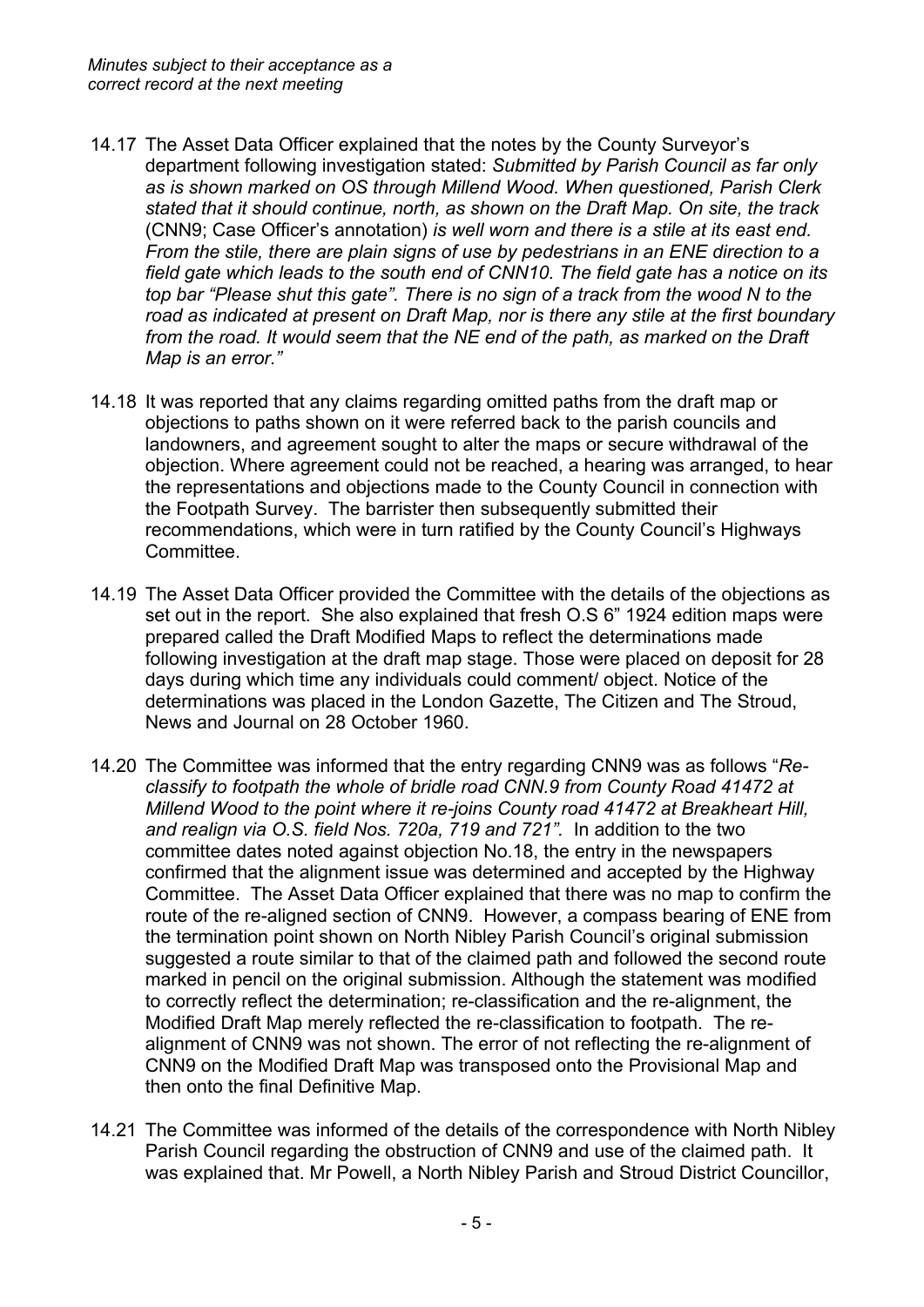*Minutes subject to their acceptance as a correct record at the next meeting*

14.17 The Asset Data Officer explained that the notes by the County Surveyor's department following investigation stated: *Submitted by Parish Council as far only as is shown marked on OS through Millend Wood. When questioned, Parish Clerk stated that it should continue, north, as shown on the Draft Map. On site, the track* (CNN9; Case Officer's annotation) *is well worn and there is a stile at its east end. From the stile, there are plain signs of use by pedestrians in an ENE direction to a field gate which leads to the south end of CNN10. The field gate has a notice on its top bar "Please shut this gate". There is no sign of a track from the wood N to the road as indicated at present on Draft Map, nor is there any stile at the first boundary from the road. It would seem that the NE end of the path, as marked on the Draft Map is an error."*

14.18 It was reported that any claims regarding omitted paths from the draft map or objections to paths shown on it were referred back to the parish councils and landowners, and agreement sought to alter the maps or secure withdrawal of the objection. Where agreement could not be reached, a hearing was arranged, to hear the representations and objections made to the County Council in connection with the Footpath Survey. The barrister then subsequently submitted their recommendations, which were in turn ratified by the County Council's Highways Committee.

14.19 The Asset Data Officer provided the Committee with the details of the objections as set out in the report. She also explained that fresh O.S 6" 1924 edition maps were prepared called the Draft Modified Maps to reflect the determinations made following investigation at the draft map stage. Those were placed on deposit for 28 days during which time any individuals could comment/ object. Notice of the determinations was placed in the London Gazette, The Citizen and The Stroud, News and Journal on 28 October 1960.

14.20 The Committee was informed that the entry regarding CNN9 was as follows "*Re-classify to footpath the whole of bridle road CNN.9 from County Road 41472 at Millend Wood to the point where it re-joins County road 41472 at Breakheart Hill, and realign via O.S. field Nos. 720a, 719 and 721".* In addition to the two committee dates noted against objection No.18, the entry in the newspapers confirmed that the alignment issue was determined and accepted by the Highway Committee. The Asset Data Officer explained that there was no map to confirm the route of the re-aligned section of CNN9. However, a compass bearing of ENE from the termination point shown on North Nibley Parish Council's original submission suggested a route similar to that of the claimed path and followed the second route marked in pencil on the original submission. Although the statement was modified to correctly reflect the determination; re-classification and the re-alignment, the Modified Draft Map merely reflected the re-classification to footpath. The re-alignment of CNN9 was not shown. The error of not reflecting the re-alignment of CNN9 on the Modified Draft Map was transposed onto the Provisional Map and then onto the final Definitive Map.

14.21 The Committee was informed of the details of the correspondence with North Nibley Parish Council regarding the obstruction of CNN9 and use of the claimed path. It was explained that. Mr Powell, a North Nibley Parish and Stroud District Councillor,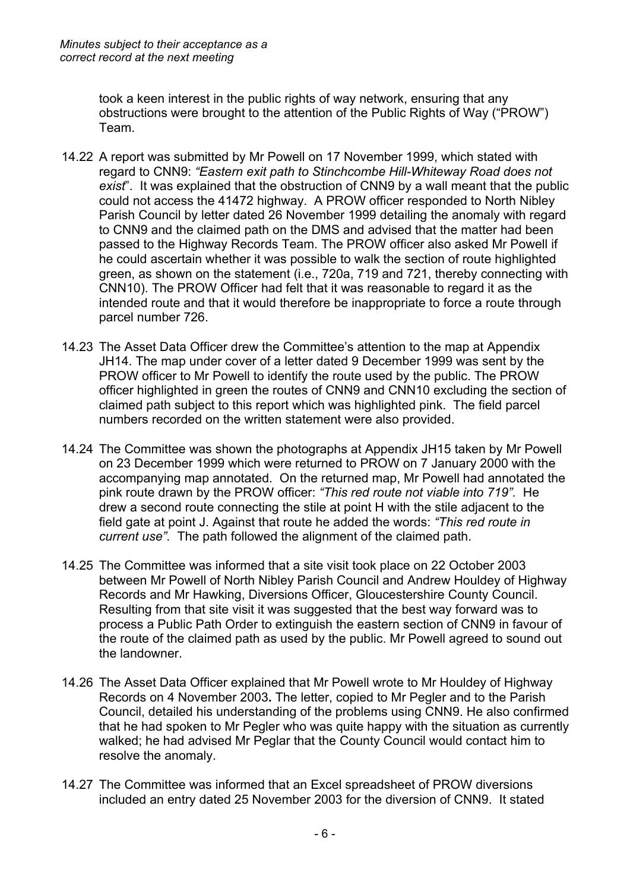took a keen interest in the public rights of way network, ensuring that any obstructions were brought to the attention of the Public Rights of Way ("PROW") Team.

14.22 A report was submitted by Mr Powell on 17 November 1999, which stated with regard to CNN9: *"Eastern exit path to Stinchcombe Hill-Whiteway Road does not exist*". It was explained that the obstruction of CNN9 by a wall meant that the public could not access the 41472 highway. A PROW officer responded to North Nibley Parish Council by letter dated 26 November 1999 detailing the anomaly with regard to CNN9 and the claimed path on the DMS and advised that the matter had been passed to the Highway Records Team. The PROW officer also asked Mr Powell if he could ascertain whether it was possible to walk the section of route highlighted green, as shown on the statement (i.e., 720a, 719 and 721, thereby connecting with CNN10). The PROW Officer had felt that it was reasonable to regard it as the intended route and that it would therefore be inappropriate to force a route through parcel number 726.

14.23 The Asset Data Officer drew the Committee's attention to the map at Appendix JH14. The map under cover of a letter dated 9 December 1999 was sent by the PROW officer to Mr Powell to identify the route used by the public. The PROW officer highlighted in green the routes of CNN9 and CNN10 excluding the section of claimed path subject to this report which was highlighted pink. The field parcel numbers recorded on the written statement were also provided.

14.24 The Committee was shown the photographs at Appendix JH15 taken by Mr Powell on 23 December 1999 which were returned to PROW on 7 January 2000 with the accompanying map annotated. On the returned map, Mr Powell had annotated the pink route drawn by the PROW officer: *"This red route not viable into 719".* He drew a second route connecting the stile at point H with the stile adjacent to the field gate at point J. Against that route he added the words: *"This red route in current use".* The path followed the alignment of the claimed path.

14.25 The Committee was informed that a site visit took place on 22 October 2003 between Mr Powell of North Nibley Parish Council and Andrew Houldey of Highway Records and Mr Hawking, Diversions Officer, Gloucestershire County Council. Resulting from that site visit it was suggested that the best way forward was to process a Public Path Order to extinguish the eastern section of CNN9 in favour of the route of the claimed path as used by the public. Mr Powell agreed to sound out the landowner.

14.26 The Asset Data Officer explained that Mr Powell wrote to Mr Houldey of Highway Records on 4 November 2003**.** The letter, copied to Mr Pegler and to the Parish Council, detailed his understanding of the problems using CNN9. He also confirmed that he had spoken to Mr Pegler who was quite happy with the situation as currently walked; he had advised Mr Peglar that the County Council would contact him to resolve the anomaly.

14.27 The Committee was informed that an Excel spreadsheet of PROW diversions included an entry dated 25 November 2003 for the diversion of CNN9. It stated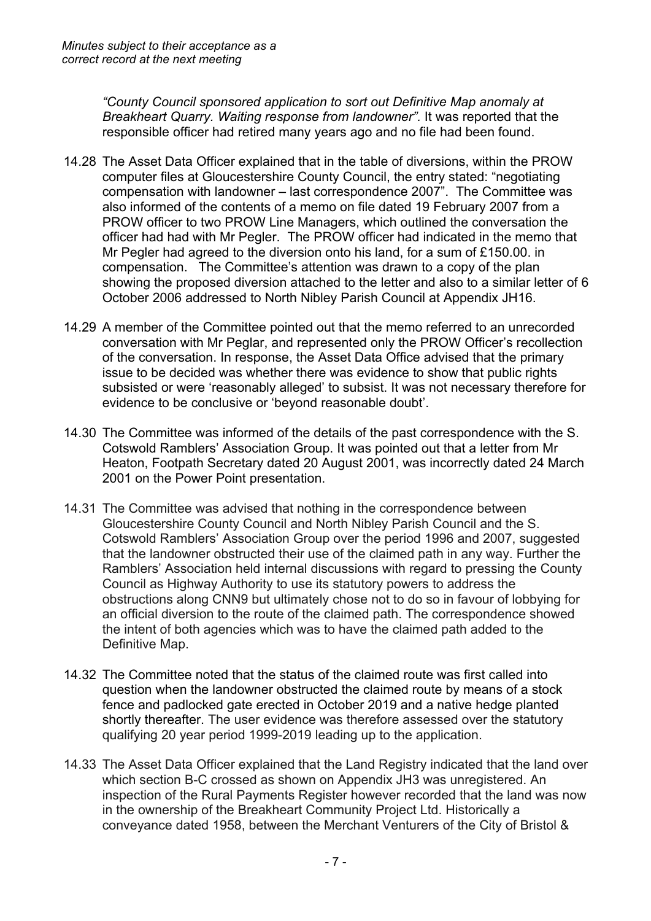*Minutes subject to their acceptance as a correct record at the next meeting*

*"County Council sponsored application to sort out Definitive Map anomaly at Breakheart Quarry. Waiting response from landowner".* It was reported that the responsible officer had retired many years ago and no file had been found.

14.28 The Asset Data Officer explained that in the table of diversions, within the PROW computer files at Gloucestershire County Council, the entry stated: "negotiating compensation with landowner – last correspondence 2007". The Committee was also informed of the contents of a memo on file dated 19 February 2007 from a PROW officer to two PROW Line Managers, which outlined the conversation the officer had had with Mr Pegler. The PROW officer had indicated in the memo that Mr Pegler had agreed to the diversion onto his land, for a sum of £150.00. in compensation. The Committee's attention was drawn to a copy of the plan showing the proposed diversion attached to the letter and also to a similar letter of 6 October 2006 addressed to North Nibley Parish Council at Appendix JH16.

14.29 A member of the Committee pointed out that the memo referred to an unrecorded conversation with Mr Peglar, and represented only the PROW Officer's recollection of the conversation. In response, the Asset Data Office advised that the primary issue to be decided was whether there was evidence to show that public rights subsisted or were 'reasonably alleged' to subsist. It was not necessary therefore for evidence to be conclusive or 'beyond reasonable doubt'.

14.30 The Committee was informed of the details of the past correspondence with the S. Cotswold Ramblers' Association Group. It was pointed out that a letter from Mr Heaton, Footpath Secretary dated 20 August 2001, was incorrectly dated 24 March 2001 on the Power Point presentation.

14.31 The Committee was advised that nothing in the correspondence between Gloucestershire County Council and North Nibley Parish Council and the S. Cotswold Ramblers' Association Group over the period 1996 and 2007, suggested that the landowner obstructed their use of the claimed path in any way. Further the Ramblers' Association held internal discussions with regard to pressing the County Council as Highway Authority to use its statutory powers to address the obstructions along CNN9 but ultimately chose not to do so in favour of lobbying for an official diversion to the route of the claimed path. The correspondence showed the intent of both agencies which was to have the claimed path added to the Definitive Map.

14.32 The Committee noted that the status of the claimed route was first called into question when the landowner obstructed the claimed route by means of a stock fence and padlocked gate erected in October 2019 and a native hedge planted shortly thereafter. The user evidence was therefore assessed over the statutory qualifying 20 year period 1999-2019 leading up to the application.

14.33 The Asset Data Officer explained that the Land Registry indicated that the land over which section B-C crossed as shown on Appendix JH3 was unregistered. An inspection of the Rural Payments Register however recorded that the land was now in the ownership of the Breakheart Community Project Ltd. Historically a conveyance dated 1958, between the Merchant Venturers of the City of Bristol &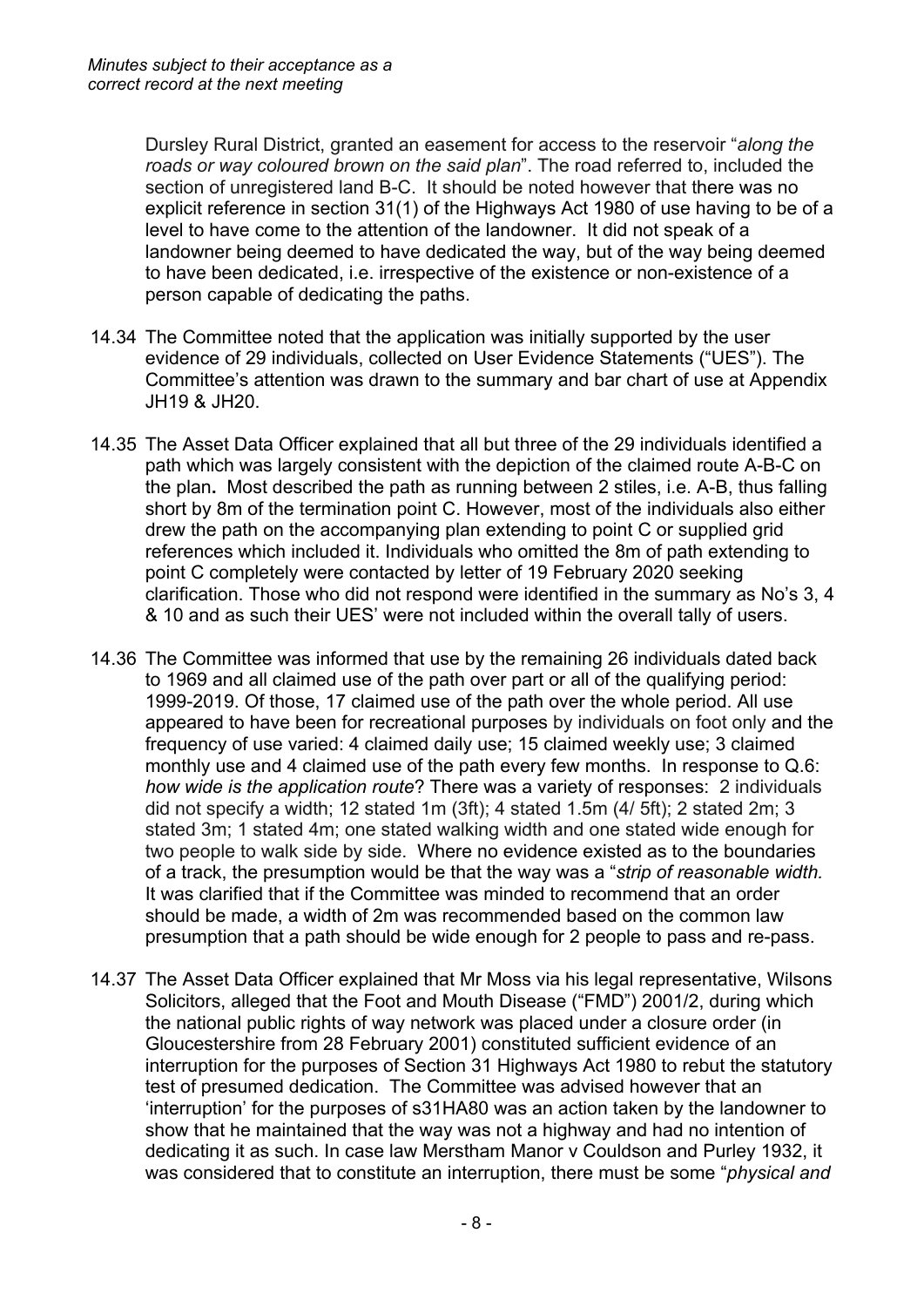Dursley Rural District, granted an easement for access to the reservoir "*along the roads or way coloured brown on the said plan*". The road referred to, included the section of unregistered land B-C. It should be noted however that there was no explicit reference in section 31(1) of the Highways Act 1980 of use having to be of a level to have come to the attention of the landowner. It did not speak of a landowner being deemed to have dedicated the way, but of the way being deemed to have been dedicated, i.e. irrespective of the existence or non-existence of a person capable of dedicating the paths.

14.34 The Committee noted that the application was initially supported by the user evidence of 29 individuals, collected on User Evidence Statements ("UES"). The Committee's attention was drawn to the summary and bar chart of use at Appendix JH19 & JH20.

14.35 The Asset Data Officer explained that all but three of the 29 individuals identified a path which was largely consistent with the depiction of the claimed route A-B-C on the plan**.** Most described the path as running between 2 stiles, i.e. A-B, thus falling short by 8m of the termination point C. However, most of the individuals also either drew the path on the accompanying plan extending to point C or supplied grid references which included it. Individuals who omitted the 8m of path extending to point C completely were contacted by letter of 19 February 2020 seeking clarification. Those who did not respond were identified in the summary as No's 3, 4 & 10 and as such their UES' were not included within the overall tally of users.

14.36 The Committee was informed that use by the remaining 26 individuals dated back to 1969 and all claimed use of the path over part or all of the qualifying period: 1999-2019. Of those, 17 claimed use of the path over the whole period. All use appeared to have been for recreational purposes by individuals on foot only and the frequency of use varied: 4 claimed daily use; 15 claimed weekly use; 3 claimed monthly use and 4 claimed use of the path every few months. In response to Q.6: *how wide is the application route*? There was a variety of responses: 2 individuals did not specify a width; 12 stated 1m (3ft); 4 stated 1.5m (4/ 5ft); 2 stated 2m; 3 stated 3m; 1 stated 4m; one stated walking width and one stated wide enough for two people to walk side by side. Where no evidence existed as to the boundaries of a track, the presumption would be that the way was a "*strip of reasonable width.* It was clarified that if the Committee was minded to recommend that an order should be made, a width of 2m was recommended based on the common law presumption that a path should be wide enough for 2 people to pass and re-pass.

14.37 The Asset Data Officer explained that Mr Moss via his legal representative, Wilsons Solicitors, alleged that the Foot and Mouth Disease ("FMD") 2001/2, during which the national public rights of way network was placed under a closure order (in Gloucestershire from 28 February 2001) constituted sufficient evidence of an interruption for the purposes of Section 31 Highways Act 1980 to rebut the statutory test of presumed dedication. The Committee was advised however that an 'interruption' for the purposes of s31HA80 was an action taken by the landowner to show that he maintained that the way was not a highway and had no intention of dedicating it as such. In case law Merstham Manor v Couldson and Purley 1932, it was considered that to constitute an interruption, there must be some "*physical and*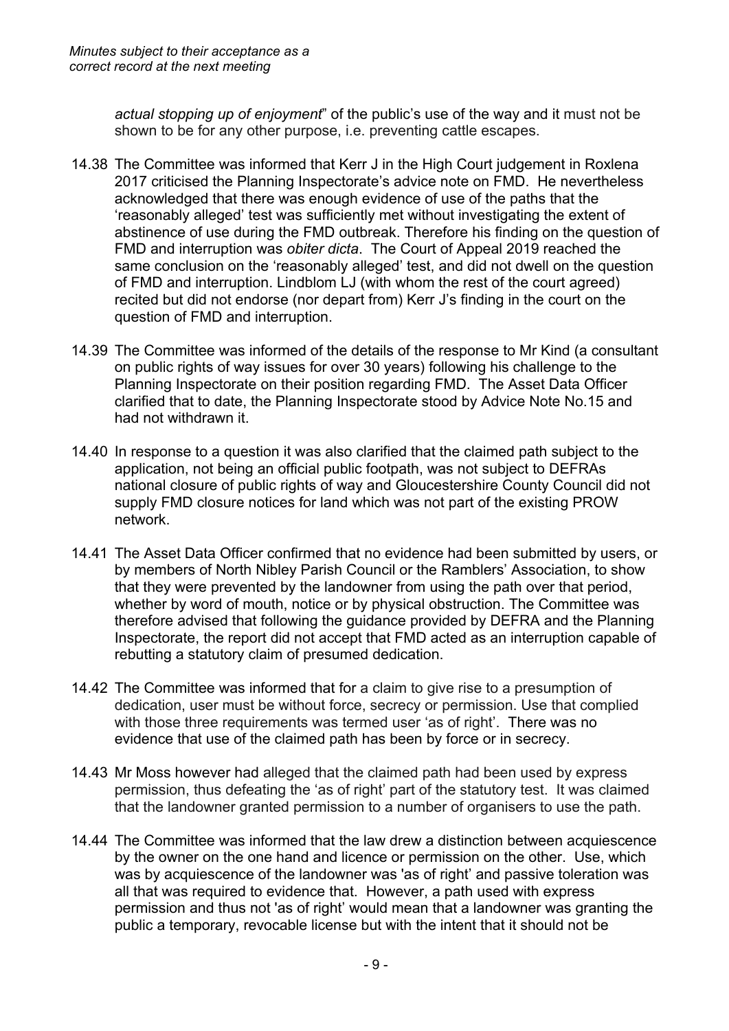*actual stopping up of enjoyment*" of the public's use of the way and it must not be shown to be for any other purpose, i.e. preventing cattle escapes.

14.38 The Committee was informed that Kerr J in the High Court judgement in Roxlena 2017 criticised the Planning Inspectorate's advice note on FMD. He nevertheless acknowledged that there was enough evidence of use of the paths that the 'reasonably alleged' test was sufficiently met without investigating the extent of abstinence of use during the FMD outbreak. Therefore his finding on the question of FMD and interruption was *obiter dicta*. The Court of Appeal 2019 reached the same conclusion on the 'reasonably alleged' test, and did not dwell on the question of FMD and interruption. Lindblom LJ (with whom the rest of the court agreed) recited but did not endorse (nor depart from) Kerr J's finding in the court on the question of FMD and interruption.

14.39 The Committee was informed of the details of the response to Mr Kind (a consultant on public rights of way issues for over 30 years) following his challenge to the Planning Inspectorate on their position regarding FMD. The Asset Data Officer clarified that to date, the Planning Inspectorate stood by Advice Note No.15 and had not withdrawn it.

14.40 In response to a question it was also clarified that the claimed path subject to the application, not being an official public footpath, was not subject to DEFRAs national closure of public rights of way and Gloucestershire County Council did not supply FMD closure notices for land which was not part of the existing PROW network.

14.41 The Asset Data Officer confirmed that no evidence had been submitted by users, or by members of North Nibley Parish Council or the Ramblers' Association, to show that they were prevented by the landowner from using the path over that period, whether by word of mouth, notice or by physical obstruction. The Committee was therefore advised that following the guidance provided by DEFRA and the Planning Inspectorate, the report did not accept that FMD acted as an interruption capable of rebutting a statutory claim of presumed dedication.

14.42 The Committee was informed that for a claim to give rise to a presumption of dedication, user must be without force, secrecy or permission. Use that complied with those three requirements was termed user 'as of right'. There was no evidence that use of the claimed path has been by force or in secrecy.

14.43 Mr Moss however had alleged that the claimed path had been used by express permission, thus defeating the 'as of right' part of the statutory test. It was claimed that the landowner granted permission to a number of organisers to use the path.

14.44 The Committee was informed that the law drew a distinction between acquiescence by the owner on the one hand and licence or permission on the other. Use, which was by acquiescence of the landowner was 'as of right' and passive toleration was all that was required to evidence that. However, a path used with express permission and thus not 'as of right' would mean that a landowner was granting the public a temporary, revocable license but with the intent that it should not be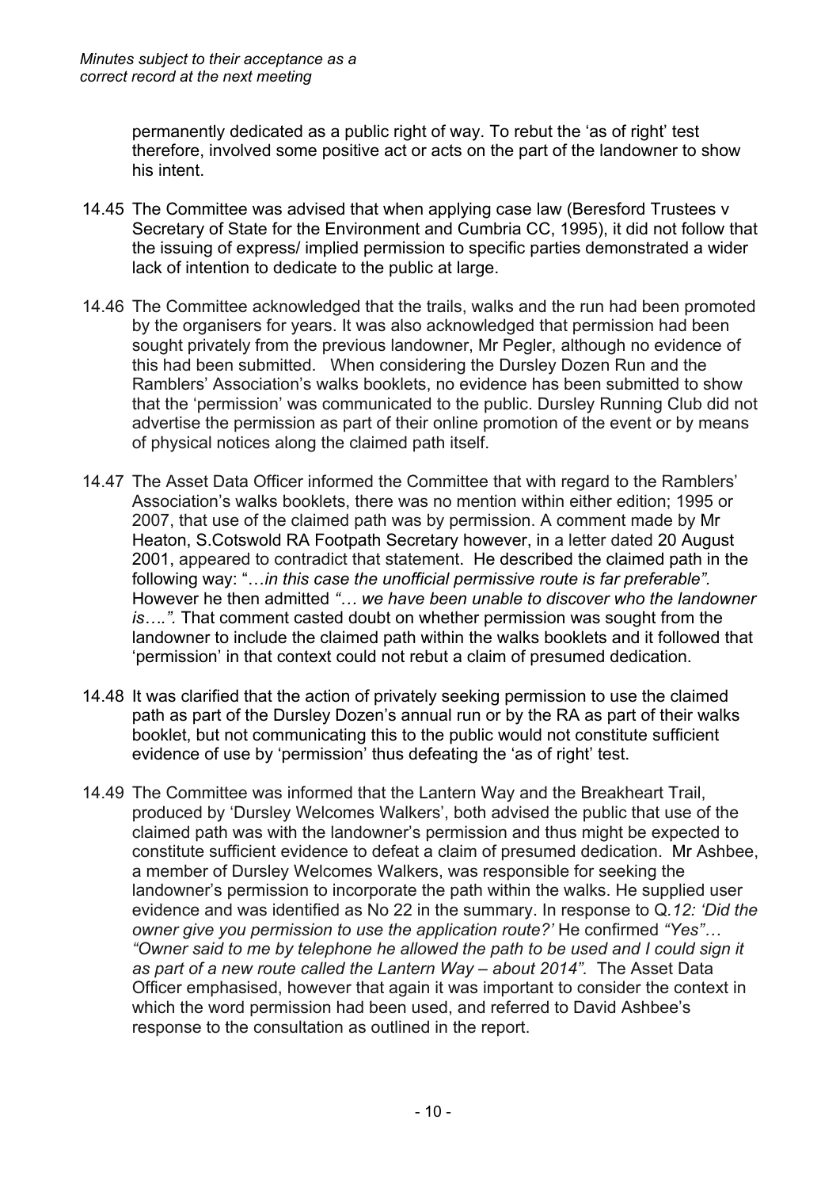*Minutes subject to their acceptance as a correct record at the next meeting*

permanently dedicated as a public right of way. To rebut the 'as of right' test therefore, involved some positive act or acts on the part of the landowner to show his intent.

14.45 The Committee was advised that when applying case law (Beresford Trustees v Secretary of State for the Environment and Cumbria CC, 1995), it did not follow that the issuing of express/ implied permission to specific parties demonstrated a wider lack of intention to dedicate to the public at large.

14.46 The Committee acknowledged that the trails, walks and the run had been promoted by the organisers for years. It was also acknowledged that permission had been sought privately from the previous landowner, Mr Pegler, although no evidence of this had been submitted. When considering the Dursley Dozen Run and the Ramblers' Association's walks booklets, no evidence has been submitted to show that the 'permission' was communicated to the public. Dursley Running Club did not advertise the permission as part of their online promotion of the event or by means of physical notices along the claimed path itself.

14.47 The Asset Data Officer informed the Committee that with regard to the Ramblers' Association's walks booklets, there was no mention within either edition; 1995 or 2007, that use of the claimed path was by permission. A comment made by Mr Heaton, S.Cotswold RA Footpath Secretary however, in a letter dated 20 August 2001, appeared to contradict that statement. He described the claimed path in the following way: "…*in this case the unofficial permissive route is far preferable".* However he then admitted *"… we have been unable to discover who the landowner is….".* That comment casted doubt on whether permission was sought from the landowner to include the claimed path within the walks booklets and it followed that 'permission' in that context could not rebut a claim of presumed dedication.

14.48 It was clarified that the action of privately seeking permission to use the claimed path as part of the Dursley Dozen's annual run or by the RA as part of their walks booklet, but not communicating this to the public would not constitute sufficient evidence of use by 'permission' thus defeating the 'as of right' test.

14.49 The Committee was informed that the Lantern Way and the Breakheart Trail, produced by 'Dursley Welcomes Walkers', both advised the public that use of the claimed path was with the landowner's permission and thus might be expected to constitute sufficient evidence to defeat a claim of presumed dedication. Mr Ashbee, a member of Dursley Welcomes Walkers, was responsible for seeking the landowner's permission to incorporate the path within the walks. He supplied user evidence and was identified as No 22 in the summary. In response to Q.*12: 'Did the owner give you permission to use the application route?'* He confirmed *"Yes"… "Owner said to me by telephone he allowed the path to be used and I could sign it as part of a new route called the Lantern Way – about 2014".* The Asset Data Officer emphasised, however that again it was important to consider the context in which the word permission had been used, and referred to David Ashbee's response to the consultation as outlined in the report.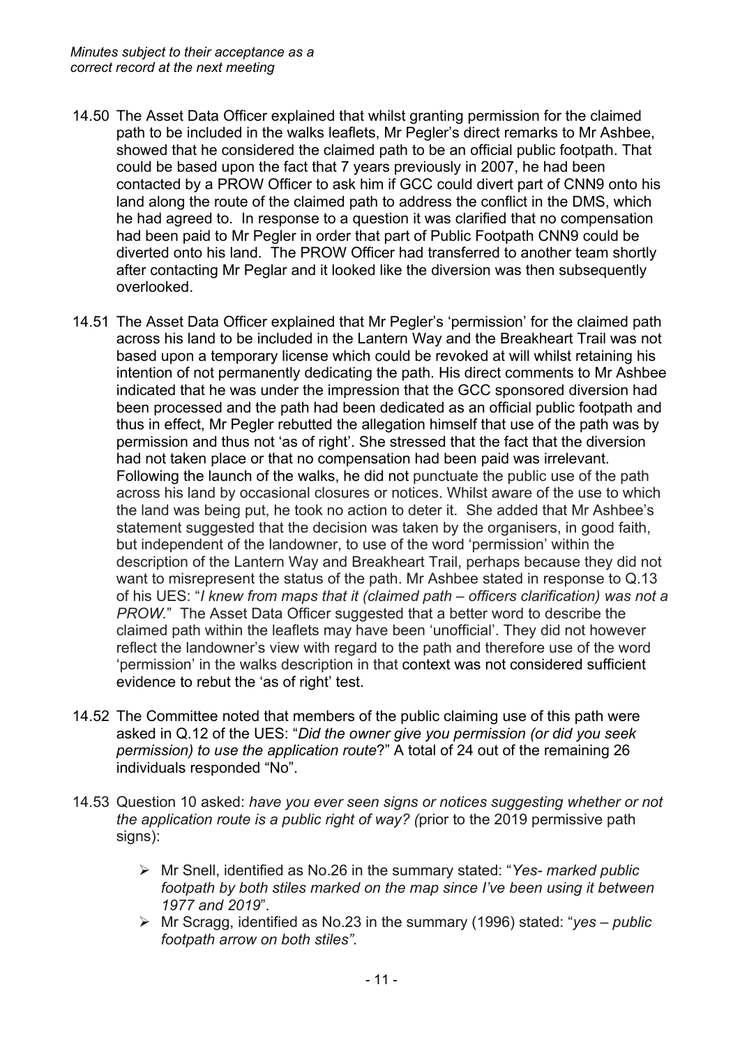*Minutes subject to their acceptance as a correct record at the next meeting*

14.50 The Asset Data Officer explained that whilst granting permission for the claimed path to be included in the walks leaflets, Mr Pegler's direct remarks to Mr Ashbee, showed that he considered the claimed path to be an official public footpath. That could be based upon the fact that 7 years previously in 2007, he had been contacted by a PROW Officer to ask him if GCC could divert part of CNN9 onto his land along the route of the claimed path to address the conflict in the DMS, which he had agreed to. In response to a question it was clarified that no compensation had been paid to Mr Pegler in order that part of Public Footpath CNN9 could be diverted onto his land. The PROW Officer had transferred to another team shortly after contacting Mr Peglar and it looked like the diversion was then subsequently overlooked.

14.51 The Asset Data Officer explained that Mr Pegler's 'permission' for the claimed path across his land to be included in the Lantern Way and the Breakheart Trail was not based upon a temporary license which could be revoked at will whilst retaining his intention of not permanently dedicating the path. His direct comments to Mr Ashbee indicated that he was under the impression that the GCC sponsored diversion had been processed and the path had been dedicated as an official public footpath and thus in effect, Mr Pegler rebutted the allegation himself that use of the path was by permission and thus not 'as of right'. She stressed that the fact that the diversion had not taken place or that no compensation had been paid was irrelevant. Following the launch of the walks, he did not punctuate the public use of the path across his land by occasional closures or notices. Whilst aware of the use to which the land was being put, he took no action to deter it. She added that Mr Ashbee's statement suggested that the decision was taken by the organisers, in good faith, but independent of the landowner, to use of the word 'permission' within the description of the Lantern Way and Breakheart Trail, perhaps because they did not want to misrepresent the status of the path. Mr Ashbee stated in response to Q.13 of his UES: "*I knew from maps that it (claimed path – officers clarification) was not a PROW.*" The Asset Data Officer suggested that a better word to describe the claimed path within the leaflets may have been 'unofficial'. They did not however reflect the landowner's view with regard to the path and therefore use of the word 'permission' in the walks description in that context was not considered sufficient evidence to rebut the 'as of right' test.

14.52 The Committee noted that members of the public claiming use of this path were asked in Q.12 of the UES: "*Did the owner give you permission (or did you seek permission) to use the application route*?" A total of 24 out of the remaining 26 individuals responded "No".

14.53 Question 10 asked: *have you ever seen signs or notices suggesting whether or not the application route is a public right of way? (*prior to the 2019 permissive path signs):

- Mr Snell, identified as No.26 in the summary stated: "*Yes- marked public footpath by both stiles marked on the map since I've been using it between 1977 and 2019*".
- Mr Scragg, identified as No.23 in the summary (1996) stated: "*yes – public footpath arrow on both stiles".*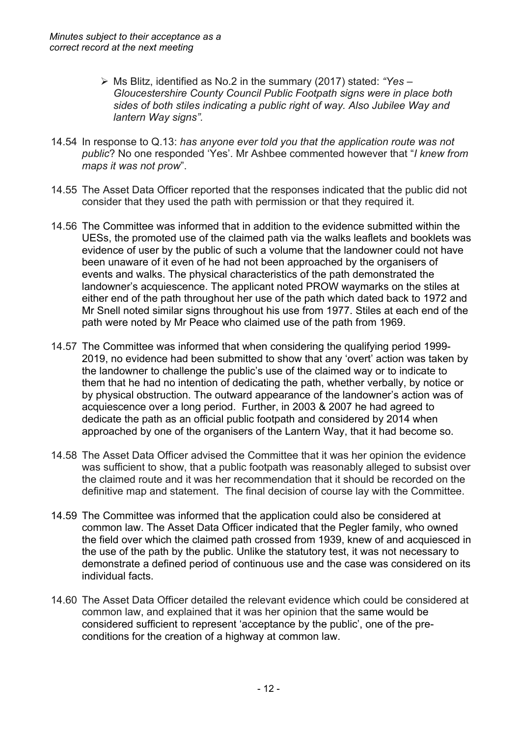*Minutes subject to their acceptance as a correct record at the next meeting*

- Ms Blitz, identified as No.2 in the summary (2017) stated: *"Yes – Gloucestershire County Council Public Footpath signs were in place both sides of both stiles indicating a public right of way. Also Jubilee Way and lantern Way signs".*

14.54 In response to Q.13: *has anyone ever told you that the application route was not public*? No one responded 'Yes'. Mr Ashbee commented however that "*I knew from maps it was not prow*".

14.55 The Asset Data Officer reported that the responses indicated that the public did not consider that they used the path with permission or that they required it.

14.56 The Committee was informed that in addition to the evidence submitted within the UESs, the promoted use of the claimed path via the walks leaflets and booklets was evidence of user by the public of such a volume that the landowner could not have been unaware of it even of he had not been approached by the organisers of events and walks. The physical characteristics of the path demonstrated the landowner's acquiescence. The applicant noted PROW waymarks on the stiles at either end of the path throughout her use of the path which dated back to 1972 and Mr Snell noted similar signs throughout his use from 1977. Stiles at each end of the path were noted by Mr Peace who claimed use of the path from 1969.

14.57 The Committee was informed that when considering the qualifying period 1999-2019, no evidence had been submitted to show that any 'overt' action was taken by the landowner to challenge the public's use of the claimed way or to indicate to them that he had no intention of dedicating the path, whether verbally, by notice or by physical obstruction. The outward appearance of the landowner's action was of acquiescence over a long period. Further, in 2003 & 2007 he had agreed to dedicate the path as an official public footpath and considered by 2014 when approached by one of the organisers of the Lantern Way, that it had become so.

14.58 The Asset Data Officer advised the Committee that it was her opinion the evidence was sufficient to show, that a public footpath was reasonably alleged to subsist over the claimed route and it was her recommendation that it should be recorded on the definitive map and statement. The final decision of course lay with the Committee.

14.59 The Committee was informed that the application could also be considered at common law. The Asset Data Officer indicated that the Pegler family, who owned the field over which the claimed path crossed from 1939, knew of and acquiesced in the use of the path by the public. Unlike the statutory test, it was not necessary to demonstrate a defined period of continuous use and the case was considered on its individual facts.

14.60 The Asset Data Officer detailed the relevant evidence which could be considered at common law, and explained that it was her opinion that the same would be considered sufficient to represent 'acceptance by the public', one of the pre-conditions for the creation of a highway at common law.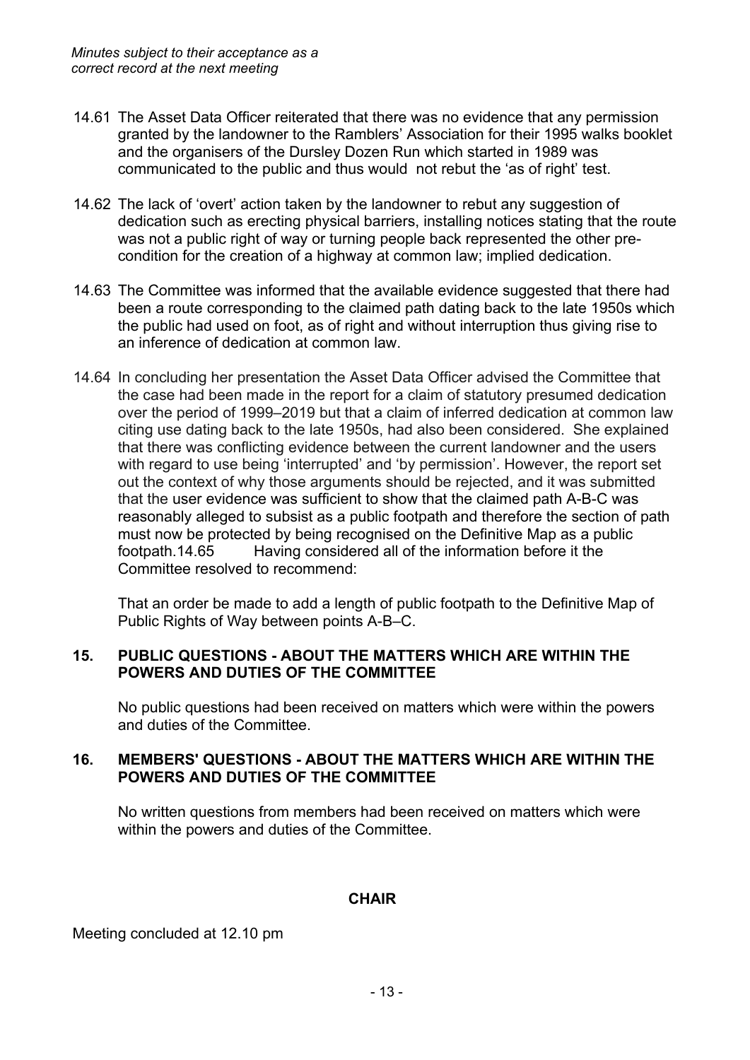*Minutes subject to their acceptance as a correct record at the next meeting*

14.61 The Asset Data Officer reiterated that there was no evidence that any permission granted by the landowner to the Ramblers' Association for their 1995 walks booklet and the organisers of the Dursley Dozen Run which started in 1989 was communicated to the public and thus would not rebut the 'as of right' test.

14.62 The lack of 'overt' action taken by the landowner to rebut any suggestion of dedication such as erecting physical barriers, installing notices stating that the route was not a public right of way or turning people back represented the other pre-condition for the creation of a highway at common law; implied dedication.

14.63 The Committee was informed that the available evidence suggested that there had been a route corresponding to the claimed path dating back to the late 1950s which the public had used on foot, as of right and without interruption thus giving rise to an inference of dedication at common law.

14.64 In concluding her presentation the Asset Data Officer advised the Committee that the case had been made in the report for a claim of statutory presumed dedication over the period of 1999–2019 but that a claim of inferred dedication at common law citing use dating back to the late 1950s, had also been considered. She explained that there was conflicting evidence between the current landowner and the users with regard to use being 'interrupted' and 'by permission'. However, the report set out the context of why those arguments should be rejected, and it was submitted that the user evidence was sufficient to show that the claimed path A-B-C was reasonably alleged to subsist as a public footpath and therefore the section of path must now be protected by being recognised on the Definitive Map as a public footpath.14.65 Having considered all of the information before it the Committee resolved to recommend:

That an order be made to add a length of public footpath to the Definitive Map of Public Rights of Way between points A-B–C.

## 15. PUBLIC QUESTIONS - ABOUT THE MATTERS WHICH ARE WITHIN THE POWERS AND DUTIES OF THE COMMITTEE

No public questions had been received on matters which were within the powers and duties of the Committee.

## 16. MEMBERS' QUESTIONS - ABOUT THE MATTERS WHICH ARE WITHIN THE POWERS AND DUTIES OF THE COMMITTEE

No written questions from members had been received on matters which were within the powers and duties of the Committee.

**CHAIR**

Meeting concluded at 12.10 pm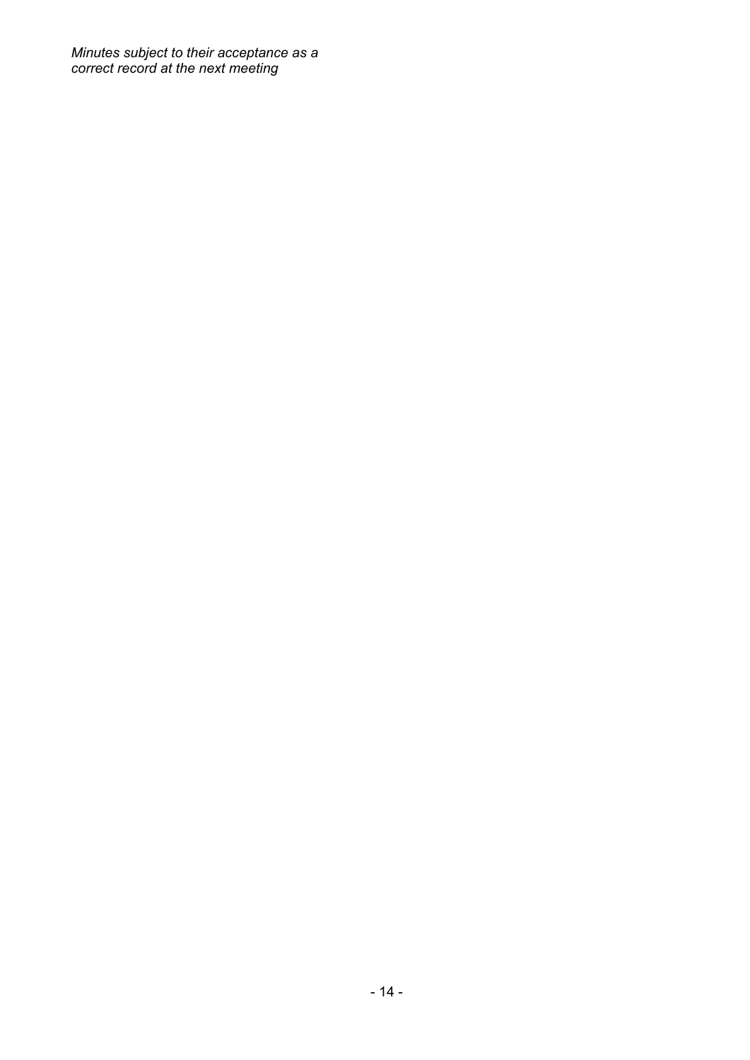*Minutes subject to their acceptance as a correct record at the next meeting*